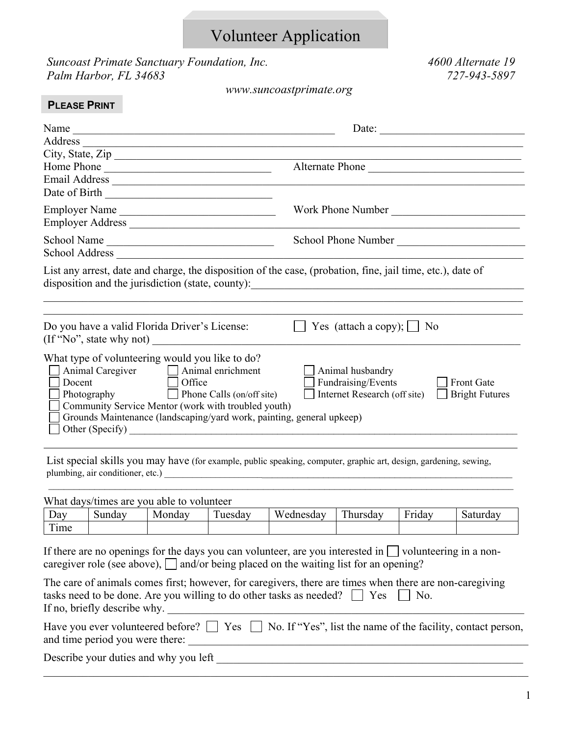# Volunteer Application

*Suncoast Primate Sanctuary Foundation, Inc.*
*Palm Harbor, FL 34683*

*4600 Alternate 19*
*727-943-5897*

*www.suncoastprimate.org*

**PLEASE PRINT**

Name ______________________________________________ Date: ________________________

Address ______________________________________________________________________________

City, State, Zip ______________________________________________________________________

Home Phone ____________________________ Alternate Phone ____________________________

Email Address ________________________________________________________________________

Date of Birth ____________________________

Employer Name ____________________________ Work Phone Number ________________________

Employer Address _____________________________________________________________________

School Name ______________________________ School Phone Number _______________________

School Address _______________________________________________________________________

List any arrest, date and charge, the disposition of the case, (probation, fine, jail time, etc.), date of disposition and the jurisdiction (state, county):______________________________________________

______________________________________________________________________________________

______________________________________________________________________________________

Do you have a valid Florida Driver's License: ☐ Yes (attach a copy); ☐ No
(If "No", state why not) ______________________________________________________________

What type of volunteering would you like to do?

- ☐ Animal Caregiver
- ☐ Animal enrichment
- ☐ Animal husbandry
- ☐ Docent
- ☐ Office
- ☐ Fundraising/Events
- ☐ Front Gate
- ☐ Photography
- ☐ Phone Calls (on/off site)
- ☐ Internet Research (off site)
- ☐ Bright Futures
- ☐ Community Service Mentor (work with troubled youth)
- ☐ Grounds Maintenance (landscaping/yard work, painting, general upkeep)
- ☐ Other (Specify) ___________________________________________________________________

______________________________________________________________________________________

List special skills you may have (for example, public speaking, computer, graphic art, design, gardening, sewing, plumbing, air conditioner, etc.) ____________________________________________________________

______________________________________________________________________________________

What days/times are you able to volunteer

| Day | Sunday | Monday | Tuesday | Wednesday | Thursday | Friday | Saturday |
|---|---|---|---|---|---|---|---|
| Time | | | | | | | |

If there are no openings for the days you can volunteer, are you interested in ☐ volunteering in a non-caregiver role (see above), ☐ and/or being placed on the waiting list for an opening?

The care of animals comes first; however, for caregivers, there are times when there are non-caregiving tasks need to be done. Are you willing to do other tasks as needed? ☐ Yes ☐ No.
If no, briefly describe why. _____________________________________________________________

Have you ever volunteered before? ☐ Yes ☐ No. If "Yes", list the name of the facility, contact person, and time period you were there: ________________________________________________________

Describe your duties and why you left ________________________________________________

______________________________________________________________________________________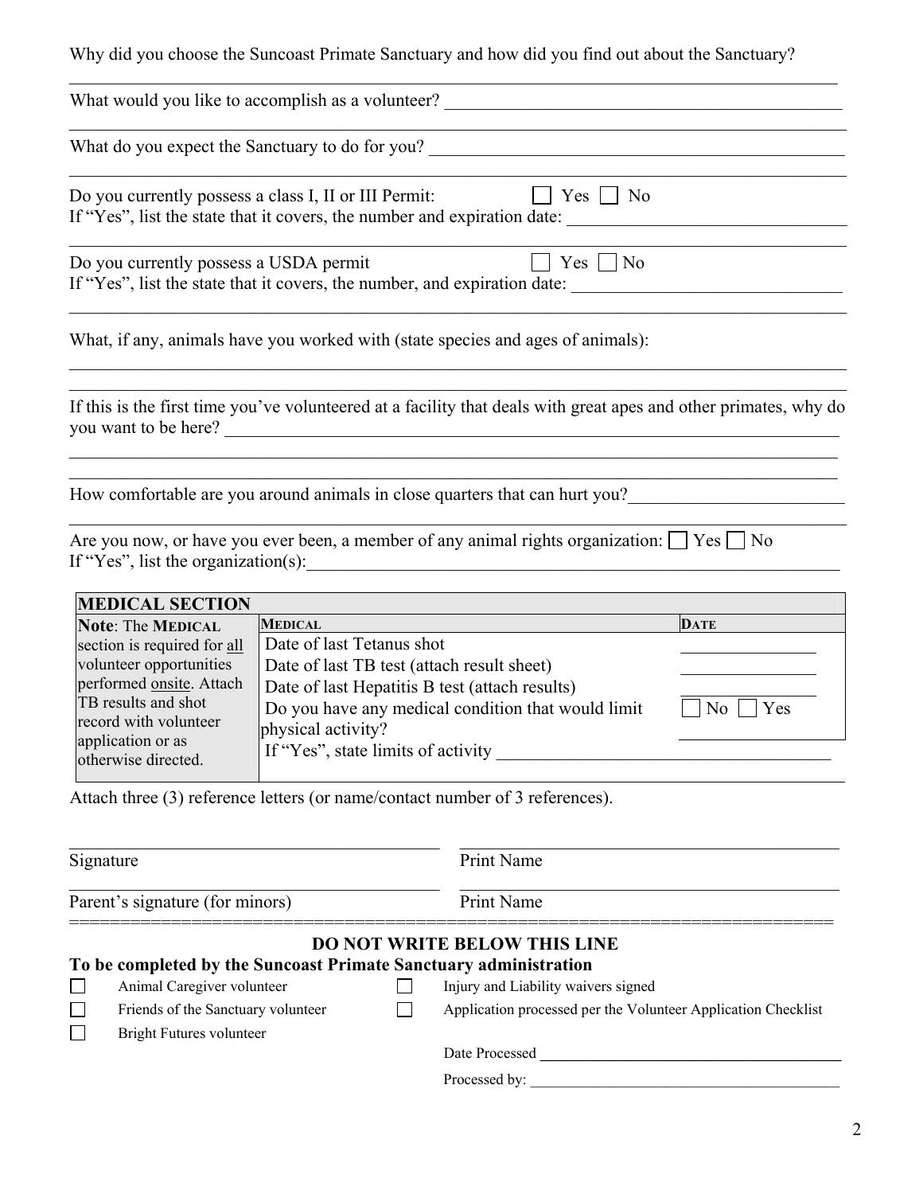Why did you choose the Suncoast Primate Sanctuary and how did you find out about the Sanctuary?

______________________________________________________________________________

What would you like to accomplish as a volunteer? ____________________________________________

______________________________________________________________________________

What do you expect the Sanctuary to do for you? ______________________________________________

______________________________________________________________________________

Do you currently possess a class I, II or III Permit: ☐ Yes ☐ No
If "Yes", list the state that it covers, the number and expiration date: _______________________________

______________________________________________________________________________

Do you currently possess a USDA permit ☐ Yes ☐ No
If "Yes", list the state that it covers, the number, and expiration date: ______________________________

______________________________________________________________________________

What, if any, animals have you worked with (state species and ages of animals):

______________________________________________________________________________

______________________________________________________________________________

If this is the first time you've volunteered at a facility that deals with great apes and other primates, why do you want to be here? ______________________________________________________________________

______________________________________________________________________________

______________________________________________________________________________

How comfortable are you around animals in close quarters that can hurt you?________________________

______________________________________________________________________________

Are you now, or have you ever been, a member of any animal rights organization: ☐ Yes ☐ No
If "Yes", list the organization(s):__________________________________________________________

| MEDICAL SECTION | | |
|---|---|---|
| **Note**: The **MEDICAL** section is required for all volunteer opportunities performed onsite. Attach TB results and shot record with volunteer application or as otherwise directed. | **MEDICAL** | **DATE** |
| | Date of last Tetanus shot | _______________ |
| | Date of last TB test (attach result sheet) | _______________ |
| | Date of last Hepatitis B test (attach results) | _______________ |
| | Do you have any medical condition that would limit physical activity? | ☐ No ☐ Yes |
| | If "Yes", state limits of activity ____________________________________ | |

Attach three (3) reference letters (or name/contact number of 3 references).

_______________________________________ _______________________________________
Signature Print Name

_______________________________________ _______________________________________
Parent's signature (for minors) Print Name

## DO NOT WRITE BELOW THIS LINE

**To be completed by the Suncoast Primate Sanctuary administration**

- ☐ Animal Caregiver volunteer
- ☐ Friends of the Sanctuary volunteer
- ☐ Bright Futures volunteer
- ☐ Injury and Liability waivers signed
- ☐ Application processed per the Volunteer Application Checklist

Date Processed ________________________________________

Processed by: ________________________________________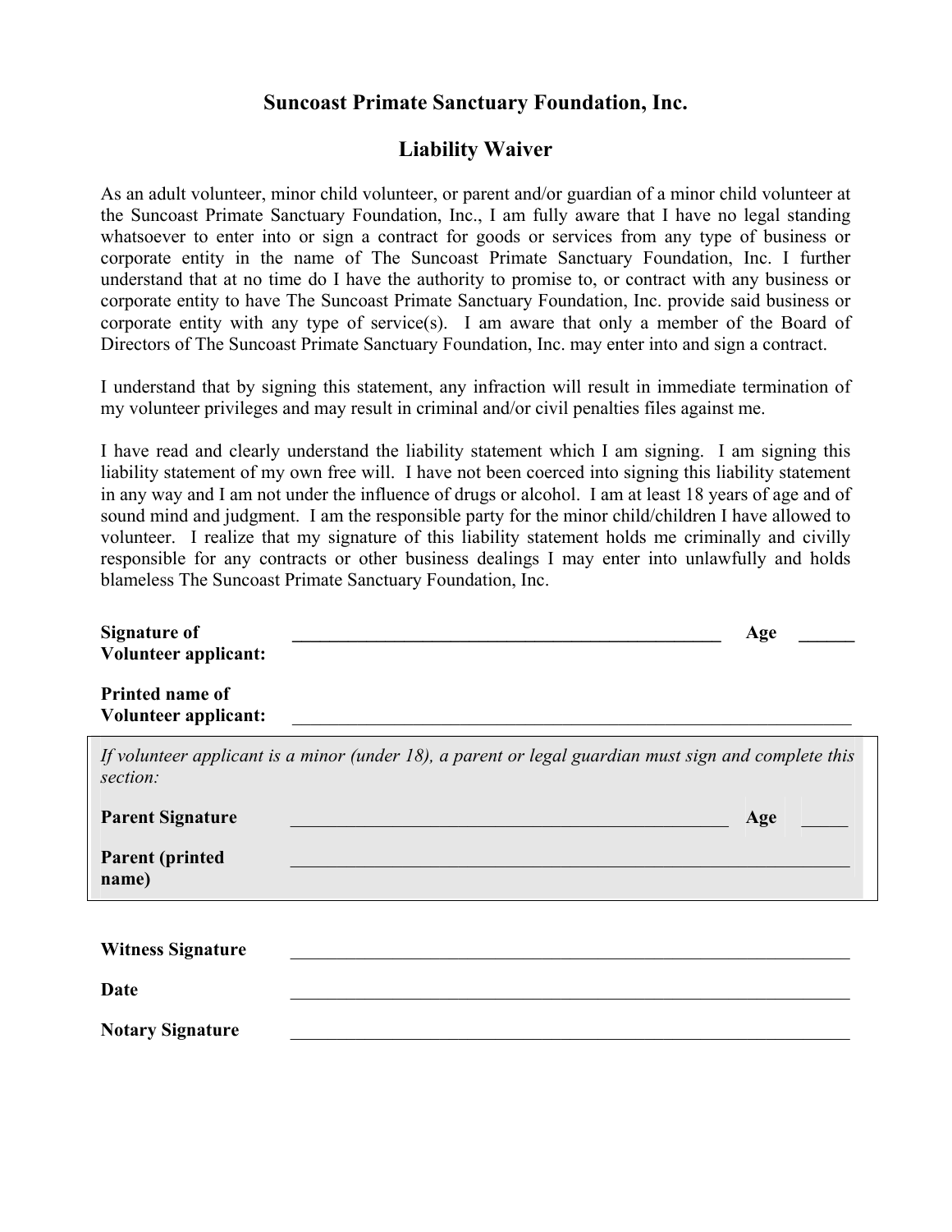# Suncoast Primate Sanctuary Foundation, Inc.

## Liability Waiver

As an adult volunteer, minor child volunteer, or parent and/or guardian of a minor child volunteer at the Suncoast Primate Sanctuary Foundation, Inc., I am fully aware that I have no legal standing whatsoever to enter into or sign a contract for goods or services from any type of business or corporate entity in the name of The Suncoast Primate Sanctuary Foundation, Inc. I further understand that at no time do I have the authority to promise to, or contract with any business or corporate entity to have The Suncoast Primate Sanctuary Foundation, Inc. provide said business or corporate entity with any type of service(s). I am aware that only a member of the Board of Directors of The Suncoast Primate Sanctuary Foundation, Inc. may enter into and sign a contract.

I understand that by signing this statement, any infraction will result in immediate termination of my volunteer privileges and may result in criminal and/or civil penalties files against me.

I have read and clearly understand the liability statement which I am signing. I am signing this liability statement of my own free will. I have not been coerced into signing this liability statement in any way and I am not under the influence of drugs or alcohol. I am at least 18 years of age and of sound mind and judgment. I am the responsible party for the minor child/children I have allowed to volunteer. I realize that my signature of this liability statement holds me criminally and civilly responsible for any contracts or other business dealings I may enter into unlawfully and holds blameless The Suncoast Primate Sanctuary Foundation, Inc.

**Signature of Volunteer applicant:** ______________________________ **Age** ______

**Printed name of Volunteer applicant:** ______________________________

*If volunteer applicant is a minor (under 18), a parent or legal guardian must sign and complete this section:*

**Parent Signature** ______________________________ **Age** _____

**Parent (printed name)** ______________________________

**Witness Signature** ______________________________

**Date** ______________________________

**Notary Signature** ______________________________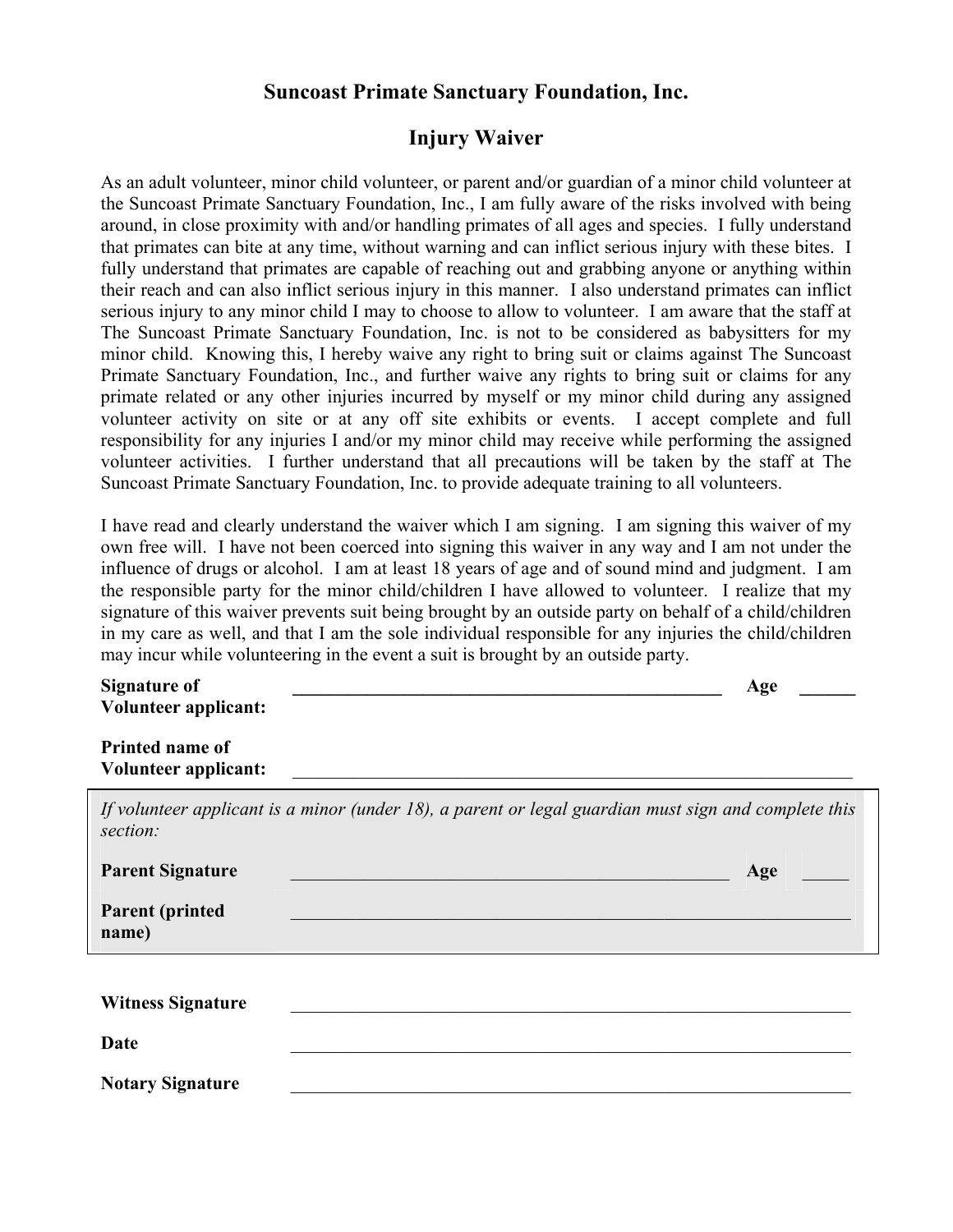## Suncoast Primate Sanctuary Foundation, Inc.

## Injury Waiver

As an adult volunteer, minor child volunteer, or parent and/or guardian of a minor child volunteer at the Suncoast Primate Sanctuary Foundation, Inc., I am fully aware of the risks involved with being around, in close proximity with and/or handling primates of all ages and species. I fully understand that primates can bite at any time, without warning and can inflict serious injury with these bites. I fully understand that primates are capable of reaching out and grabbing anyone or anything within their reach and can also inflict serious injury in this manner. I also understand primates can inflict serious injury to any minor child I may to choose to allow to volunteer. I am aware that the staff at The Suncoast Primate Sanctuary Foundation, Inc. is not to be considered as babysitters for my minor child. Knowing this, I hereby waive any right to bring suit or claims against The Suncoast Primate Sanctuary Foundation, Inc., and further waive any rights to bring suit or claims for any primate related or any other injuries incurred by myself or my minor child during any assigned volunteer activity on site or at any off site exhibits or events. I accept complete and full responsibility for any injuries I and/or my minor child may receive while performing the assigned volunteer activities. I further understand that all precautions will be taken by the staff at The Suncoast Primate Sanctuary Foundation, Inc. to provide adequate training to all volunteers.

I have read and clearly understand the waiver which I am signing. I am signing this waiver of my own free will. I have not been coerced into signing this waiver in any way and I am not under the influence of drugs or alcohol. I am at least 18 years of age and of sound mind and judgment. I am the responsible party for the minor child/children I have allowed to volunteer. I realize that my signature of this waiver prevents suit being brought by an outside party on behalf of a child/children in my care as well, and that I am the sole individual responsible for any injuries the child/children may incur while volunteering in the event a suit is brought by an outside party.

**Signature of Volunteer applicant:** ______________________________________________ **Age** ______

**Printed name of Volunteer applicant:** ______________________________________________

*If volunteer applicant is a minor (under 18), a parent or legal guardian must sign and complete this section:*

**Parent Signature** ______________________________________________ **Age** _____

**Parent (printed name)** ______________________________________________

**Witness Signature** ______________________________________________

**Date** ______________________________________________

**Notary Signature** ______________________________________________